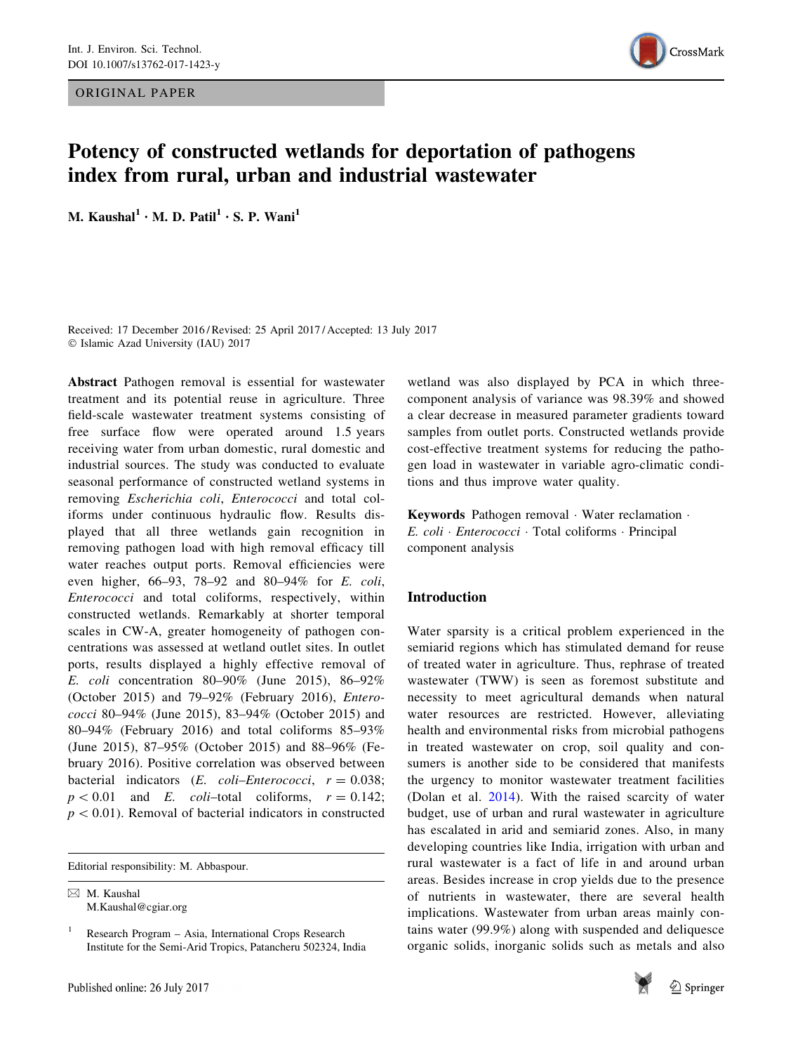ORIGINAL PAPER

# Potency of constructed wetlands for deportation of pathogens index from rural, urban and industrial wastewater

M. Kaushal[1] · M. D. Patil[1] · S. P. Wani[1]

Received: 17 December 2016 / Revised: 25 April 2017 / Accepted: 13 July 2017
© Islamic Azad University (IAU) 2017

**Abstract** Pathogen removal is essential for wastewater treatment and its potential reuse in agriculture. Three field-scale wastewater treatment systems consisting of free surface flow were operated around 1.5 years receiving water from urban domestic, rural domestic and industrial sources. The study was conducted to evaluate seasonal performance of constructed wetland systems in removing *Escherichia coli*, *Enterococci* and total coliforms under continuous hydraulic flow. Results displayed that all three wetlands gain recognition in removing pathogen load with high removal efficacy till water reaches output ports. Removal efficiencies were even higher, 66–93, 78–92 and 80–94% for *E. coli*, *Enterococci* and total coliforms, respectively, within constructed wetlands. Remarkably at shorter temporal scales in CW-A, greater homogeneity of pathogen concentrations was assessed at wetland outlet sites. In outlet ports, results displayed a highly effective removal of *E. coli* concentration 80–90% (June 2015), 86–92% (October 2015) and 79–92% (February 2016), *Enterococci* 80–94% (June 2015), 83–94% (October 2015) and 80–94% (February 2016) and total coliforms 85–93% (June 2015), 87–95% (October 2015) and 88–96% (February 2016). Positive correlation was observed between bacterial indicators (*E. coli*–*Enterococci*, $r = 0.038$; $p < 0.01$ and *E. coli*–total coliforms, $r = 0.142$; $p < 0.01$). Removal of bacterial indicators in constructed wetland was also displayed by PCA in which three-component analysis of variance was 98.39% and showed a clear decrease in measured parameter gradients toward samples from outlet ports. Constructed wetlands provide cost-effective treatment systems for reducing the pathogen load in wastewater in variable agro-climatic conditions and thus improve water quality.

**Keywords** Pathogen removal · Water reclamation · *E. coli* · *Enterococci* · Total coliforms · Principal component analysis

## Introduction

Water sparsity is a critical problem experienced in the semiarid regions which has stimulated demand for reuse of treated water in agriculture. Thus, rephrase of treated wastewater (TWW) is seen as foremost substitute and necessity to meet agricultural demands when natural water resources are restricted. However, alleviating health and environmental risks from microbial pathogens in treated wastewater on crop, soil quality and consumers is another side to be considered that manifests the urgency to monitor wastewater treatment facilities (Dolan et al. 2014). With the raised scarcity of water budget, use of urban and rural wastewater in agriculture has escalated in arid and semiarid zones. Also, in many developing countries like India, irrigation with urban and rural wastewater is a fact of life in and around urban areas. Besides increase in crop yields due to the presence of nutrients in wastewater, there are several health implications. Wastewater from urban areas mainly contains water (99.9%) along with suspended and deliquesce organic solids, inorganic solids such as metals and also

---

Editorial responsibility: M. Abbaspour.

✉ M. Kaushal
M.Kaushal@cgiar.org

[1] Research Program – Asia, International Crops Research Institute for the Semi-Arid Tropics, Patancheru 502324, India

Published online: 26 July 2017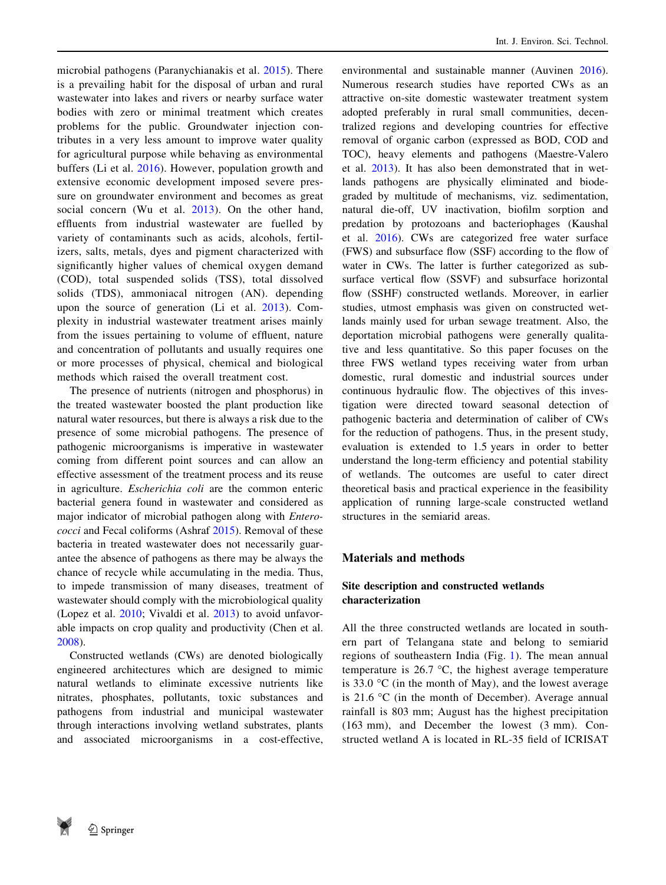microbial pathogens (Paranychianakis et al. 2015). There is a prevailing habit for the disposal of urban and rural wastewater into lakes and rivers or nearby surface water bodies with zero or minimal treatment which creates problems for the public. Groundwater injection contributes in a very less amount to improve water quality for agricultural purpose while behaving as environmental buffers (Li et al. 2016). However, population growth and extensive economic development imposed severe pressure on groundwater environment and becomes as great social concern (Wu et al. 2013). On the other hand, effluents from industrial wastewater are fuelled by variety of contaminants such as acids, alcohols, fertilizers, salts, metals, dyes and pigment characterized with significantly higher values of chemical oxygen demand (COD), total suspended solids (TSS), total dissolved solids (TDS), ammoniacal nitrogen (AN). depending upon the source of generation (Li et al. 2013). Complexity in industrial wastewater treatment arises mainly from the issues pertaining to volume of effluent, nature and concentration of pollutants and usually requires one or more processes of physical, chemical and biological methods which raised the overall treatment cost.

The presence of nutrients (nitrogen and phosphorus) in the treated wastewater boosted the plant production like natural water resources, but there is always a risk due to the presence of some microbial pathogens. The presence of pathogenic microorganisms is imperative in wastewater coming from different point sources and can allow an effective assessment of the treatment process and its reuse in agriculture. *Escherichia coli* are the common enteric bacterial genera found in wastewater and considered as major indicator of microbial pathogen along with *Enterococci* and Fecal coliforms (Ashraf 2015). Removal of these bacteria in treated wastewater does not necessarily guarantee the absence of pathogens as there may be always the chance of recycle while accumulating in the media. Thus, to impede transmission of many diseases, treatment of wastewater should comply with the microbiological quality (Lopez et al. 2010; Vivaldi et al. 2013) to avoid unfavorable impacts on crop quality and productivity (Chen et al. 2008).

Constructed wetlands (CWs) are denoted biologically engineered architectures which are designed to mimic natural wetlands to eliminate excessive nutrients like nitrates, phosphates, pollutants, toxic substances and pathogens from industrial and municipal wastewater through interactions involving wetland substrates, plants and associated microorganisms in a cost-effective, environmental and sustainable manner (Auvinen 2016). Numerous research studies have reported CWs as an attractive on-site domestic wastewater treatment system adopted preferably in rural small communities, decentralized regions and developing countries for effective removal of organic carbon (expressed as BOD, COD and TOC), heavy elements and pathogens (Maestre-Valero et al. 2013). It has also been demonstrated that in wetlands pathogens are physically eliminated and biodegraded by multitude of mechanisms, viz. sedimentation, natural die-off, UV inactivation, biofilm sorption and predation by protozoans and bacteriophages (Kaushal et al. 2016). CWs are categorized free water surface (FWS) and subsurface flow (SSF) according to the flow of water in CWs. The latter is further categorized as subsurface vertical flow (SSVF) and subsurface horizontal flow (SSHF) constructed wetlands. Moreover, in earlier studies, utmost emphasis was given on constructed wetlands mainly used for urban sewage treatment. Also, the deportation microbial pathogens were generally qualitative and less quantitative. So this paper focuses on the three FWS wetland types receiving water from urban domestic, rural domestic and industrial sources under continuous hydraulic flow. The objectives of this investigation were directed toward seasonal detection of pathogenic bacteria and determination of caliber of CWs for the reduction of pathogens. Thus, in the present study, evaluation is extended to 1.5 years in order to better understand the long-term efficiency and potential stability of wetlands. The outcomes are useful to cater direct theoretical basis and practical experience in the feasibility application of running large-scale constructed wetland structures in the semiarid areas.

## Materials and methods

### Site description and constructed wetlands characterization

All the three constructed wetlands are located in southern part of Telangana state and belong to semiarid regions of southeastern India (Fig. 1). The mean annual temperature is 26.7 °C, the highest average temperature is 33.0 °C (in the month of May), and the lowest average is 21.6 °C (in the month of December). Average annual rainfall is 803 mm; August has the highest precipitation (163 mm), and December the lowest (3 mm). Constructed wetland A is located in RL-35 field of ICRISAT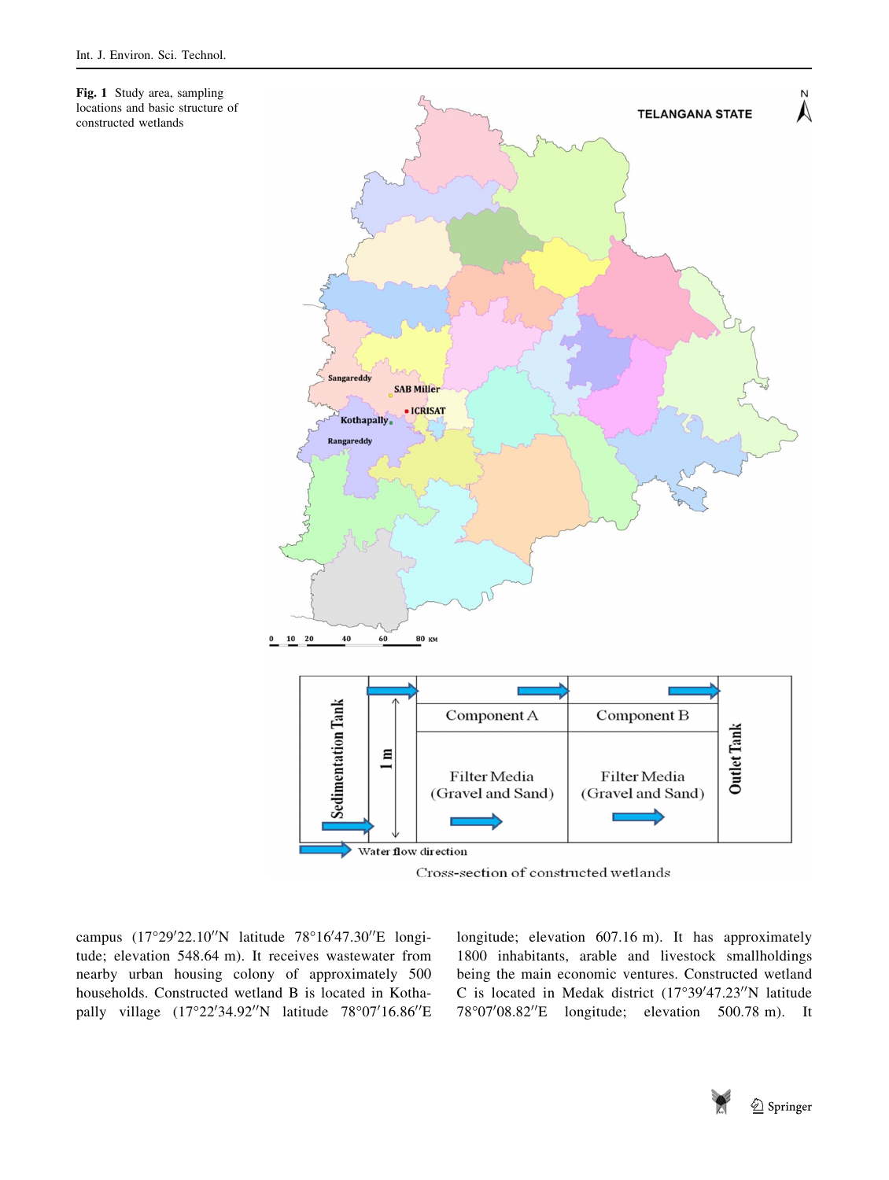**Fig. 1** Study area, sampling locations and basic structure of constructed wetlands

campus (17°29′22.10″N latitude 78°16′47.30″E longitude; elevation 548.64 m). It receives wastewater from nearby urban housing colony of approximately 500 households. Constructed wetland B is located in Kothapally village (17°22′34.92″N latitude 78°07′16.86″E longitude; elevation 607.16 m). It has approximately 1800 inhabitants, arable and livestock smallholdings being the main economic ventures. Constructed wetland C is located in Medak district (17°39′47.23″N latitude 78°07′08.82″E longitude; elevation 500.78 m). It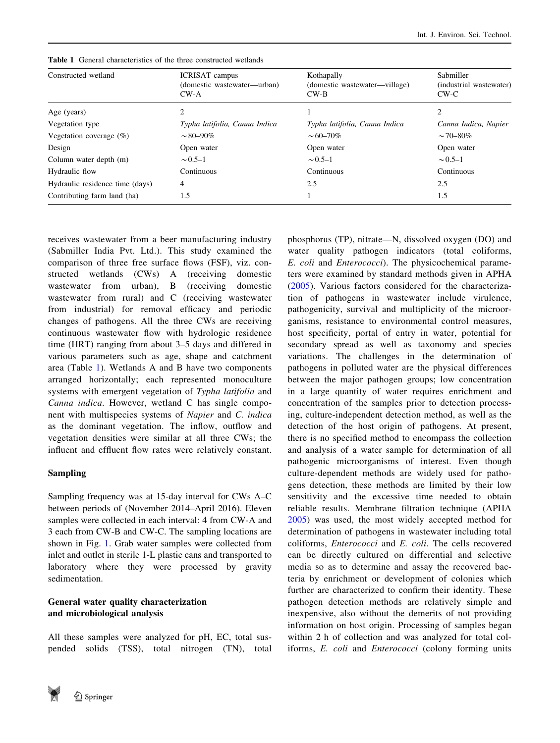**Table 1** General characteristics of the three constructed wetlands

| Constructed wetland | ICRISAT campus (domestic wastewater—urban) CW-A | Kothapally (domestic wastewater—village) CW-B | Sabmiller (industrial wastewater) CW-C |
|---|---|---|---|
| Age (years) | 2 | 1 | 2 |
| Vegetation type | *Typha latifolia, Canna Indica* | *Typha latifolia, Canna Indica* | *Canna Indica, Napier* |
| Vegetation coverage (%) | ~80–90% | ~60–70% | ~70–80% |
| Design | Open water | Open water | Open water |
| Column water depth (m) | ~0.5–1 | ~0.5–1 | ~0.5–1 |
| Hydraulic flow | Continuous | Continuous | Continuous |
| Hydraulic residence time (days) | 4 | 2.5 | 2.5 |
| Contributing farm land (ha) | 1.5 | 1 | 1.5 |

receives wastewater from a beer manufacturing industry (Sabmiller India Pvt. Ltd.). This study examined the comparison of three free surface flows (FSF), viz. constructed wetlands (CWs) A (receiving domestic wastewater from urban), B (receiving domestic wastewater from rural) and C (receiving wastewater from industrial) for removal efficacy and periodic changes of pathogens. All the three CWs are receiving continuous wastewater flow with hydrologic residence time (HRT) ranging from about 3–5 days and differed in various parameters such as age, shape and catchment area (Table 1). Wetlands A and B have two components arranged horizontally; each represented monoculture systems with emergent vegetation of *Typha latifolia* and *Canna indica*. However, wetland C has single component with multispecies systems of *Napier* and *C. indica* as the dominant vegetation. The inflow, outflow and vegetation densities were similar at all three CWs; the influent and effluent flow rates were relatively constant.

## Sampling

Sampling frequency was at 15-day interval for CWs A–C between periods of (November 2014–April 2016). Eleven samples were collected in each interval: 4 from CW-A and 3 each from CW-B and CW-C. The sampling locations are shown in Fig. 1. Grab water samples were collected from inlet and outlet in sterile 1-L plastic cans and transported to laboratory where they were processed by gravity sedimentation.

## General water quality characterization and microbiological analysis

All these samples were analyzed for pH, EC, total suspended solids (TSS), total nitrogen (TN), total phosphorus (TP), nitrate—N, dissolved oxygen (DO) and water quality pathogen indicators (total coliforms, *E. coli* and *Enterococci*). The physicochemical parameters were examined by standard methods given in APHA (2005). Various factors considered for the characterization of pathogens in wastewater include virulence, pathogenicity, survival and multiplicity of the microorganisms, resistance to environmental control measures, host specificity, portal of entry in water, potential for secondary spread as well as taxonomy and species variations. The challenges in the determination of pathogens in polluted water are the physical differences between the major pathogen groups; low concentration in a large quantity of water requires enrichment and concentration of the samples prior to detection processing, culture-independent detection method, as well as the detection of the host origin of pathogens. At present, there is no specified method to encompass the collection and analysis of a water sample for determination of all pathogenic microorganisms of interest. Even though culture-dependent methods are widely used for pathogens detection, these methods are limited by their low sensitivity and the excessive time needed to obtain reliable results. Membrane filtration technique (APHA 2005) was used, the most widely accepted method for determination of pathogens in wastewater including total coliforms, *Enterococci* and *E. coli*. The cells recovered can be directly cultured on differential and selective media so as to determine and assay the recovered bacteria by enrichment or development of colonies which further are characterized to confirm their identity. These pathogen detection methods are relatively simple and inexpensive, also without the demerits of not providing information on host origin. Processing of samples began within 2 h of collection and was analyzed for total coliforms, *E. coli* and *Enterococci* (colony forming units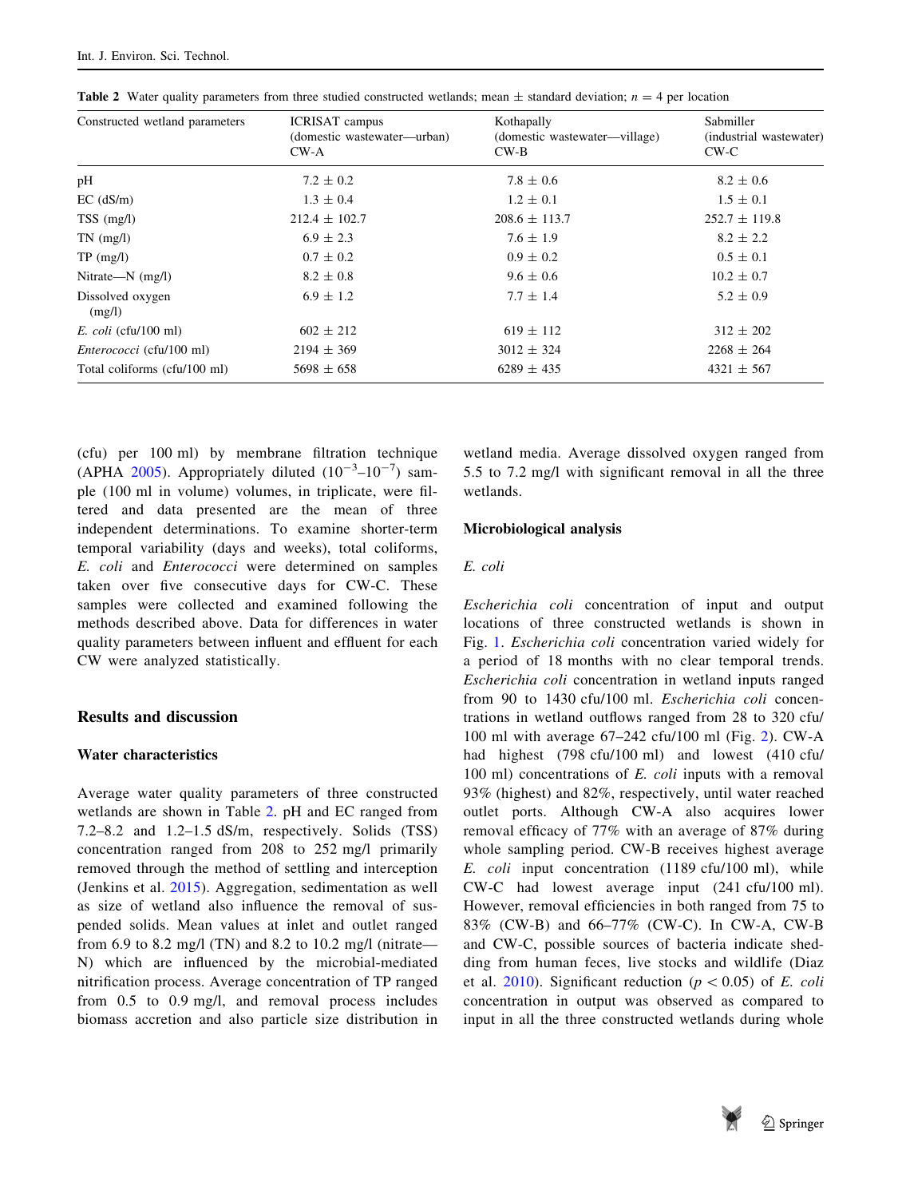**Table 2** Water quality parameters from three studied constructed wetlands; mean ± standard deviation; $n = 4$ per location

| Constructed wetland parameters | ICRISAT campus (domestic wastewater—urban) CW-A | Kothapally (domestic wastewater—village) CW-B | Sabmiller (industrial wastewater) CW-C |
|---|---|---|---|
| pH | 7.2 ± 0.2 | 7.8 ± 0.6 | 8.2 ± 0.6 |
| EC (dS/m) | 1.3 ± 0.4 | 1.2 ± 0.1 | 1.5 ± 0.1 |
| TSS (mg/l) | 212.4 ± 102.7 | 208.6 ± 113.7 | 252.7 ± 119.8 |
| TN (mg/l) | 6.9 ± 2.3 | 7.6 ± 1.9 | 8.2 ± 2.2 |
| TP (mg/l) | 0.7 ± 0.2 | 0.9 ± 0.2 | 0.5 ± 0.1 |
| Nitrate—N (mg/l) | 8.2 ± 0.8 | 9.6 ± 0.6 | 10.2 ± 0.7 |
| Dissolved oxygen (mg/l) | 6.9 ± 1.2 | 7.7 ± 1.4 | 5.2 ± 0.9 |
| *E. coli* (cfu/100 ml) | 602 ± 212 | 619 ± 112 | 312 ± 202 |
| *Enterococci* (cfu/100 ml) | 2194 ± 369 | 3012 ± 324 | 2268 ± 264 |
| Total coliforms (cfu/100 ml) | 5698 ± 658 | 6289 ± 435 | 4321 ± 567 |

(cfu) per 100 ml) by membrane filtration technique (APHA 2005). Appropriately diluted ($10^{-3}$–$10^{-7}$) sample (100 ml in volume) volumes, in triplicate, were filtered and data presented are the mean of three independent determinations. To examine shorter-term temporal variability (days and weeks), total coliforms, *E. coli* and *Enterococci* were determined on samples taken over five consecutive days for CW-C. These samples were collected and examined following the methods described above. Data for differences in water quality parameters between influent and effluent for each CW were analyzed statistically.

## Results and discussion

### Water characteristics

Average water quality parameters of three constructed wetlands are shown in Table 2. pH and EC ranged from 7.2–8.2 and 1.2–1.5 dS/m, respectively. Solids (TSS) concentration ranged from 208 to 252 mg/l primarily removed through the method of settling and interception (Jenkins et al. 2015). Aggregation, sedimentation as well as size of wetland also influence the removal of suspended solids. Mean values at inlet and outlet ranged from 6.9 to 8.2 mg/l (TN) and 8.2 to 10.2 mg/l (nitrate—N) which are influenced by the microbial-mediated nitrification process. Average concentration of TP ranged from 0.5 to 0.9 mg/l, and removal process includes biomass accretion and also particle size distribution in wetland media. Average dissolved oxygen ranged from 5.5 to 7.2 mg/l with significant removal in all the three wetlands.

### Microbiological analysis

#### *E. coli*

*Escherichia coli* concentration of input and output locations of three constructed wetlands is shown in Fig. 1. *Escherichia coli* concentration varied widely for a period of 18 months with no clear temporal trends. *Escherichia coli* concentration in wetland inputs ranged from 90 to 1430 cfu/100 ml. *Escherichia coli* concentrations in wetland outflows ranged from 28 to 320 cfu/100 ml with average 67–242 cfu/100 ml (Fig. 2). CW-A had highest (798 cfu/100 ml) and lowest (410 cfu/100 ml) concentrations of *E. coli* inputs with a removal 93% (highest) and 82%, respectively, until water reached outlet ports. Although CW-A also acquires lower removal efficacy of 77% with an average of 87% during whole sampling period. CW-B receives highest average *E. coli* input concentration (1189 cfu/100 ml), while CW-C had lowest average input (241 cfu/100 ml). However, removal efficiencies in both ranged from 75 to 83% (CW-B) and 66–77% (CW-C). In CW-A, CW-B and CW-C, possible sources of bacteria indicate shedding from human feces, live stocks and wildlife (Diaz et al. 2010). Significant reduction ($p < 0.05$) of *E. coli* concentration in output was observed as compared to input in all the three constructed wetlands during whole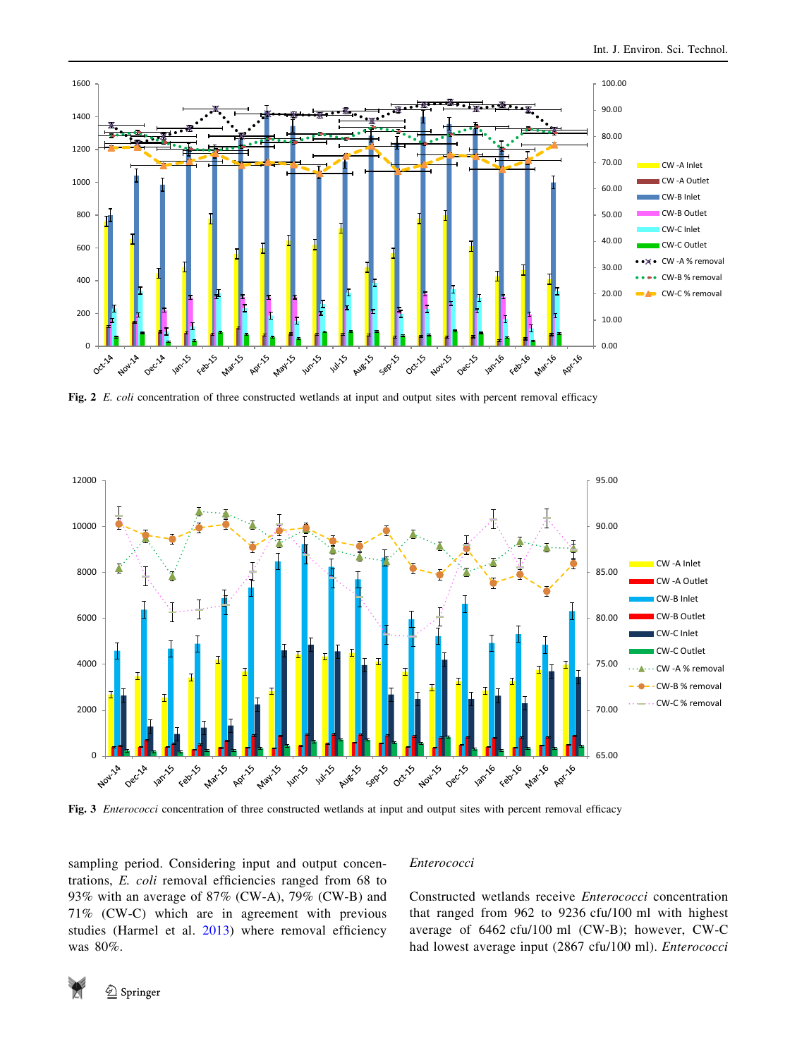Fig. 2 *E. coli* concentration of three constructed wetlands at input and output sites with percent removal efficacy

Fig. 3 *Enterococci* concentration of three constructed wetlands at input and output sites with percent removal efficacy

sampling period. Considering input and output concentrations, *E. coli* removal efficiencies ranged from 68 to 93% with an average of 87% (CW-A), 79% (CW-B) and 71% (CW-C) which are in agreement with previous studies (Harmel et al. 2013) where removal efficiency was 80%.

### *Enterococci*

Constructed wetlands receive *Enterococci* concentration that ranged from 962 to 9236 cfu/100 ml with highest average of 6462 cfu/100 ml (CW-B); however, CW-C had lowest average input (2867 cfu/100 ml). *Enterococci*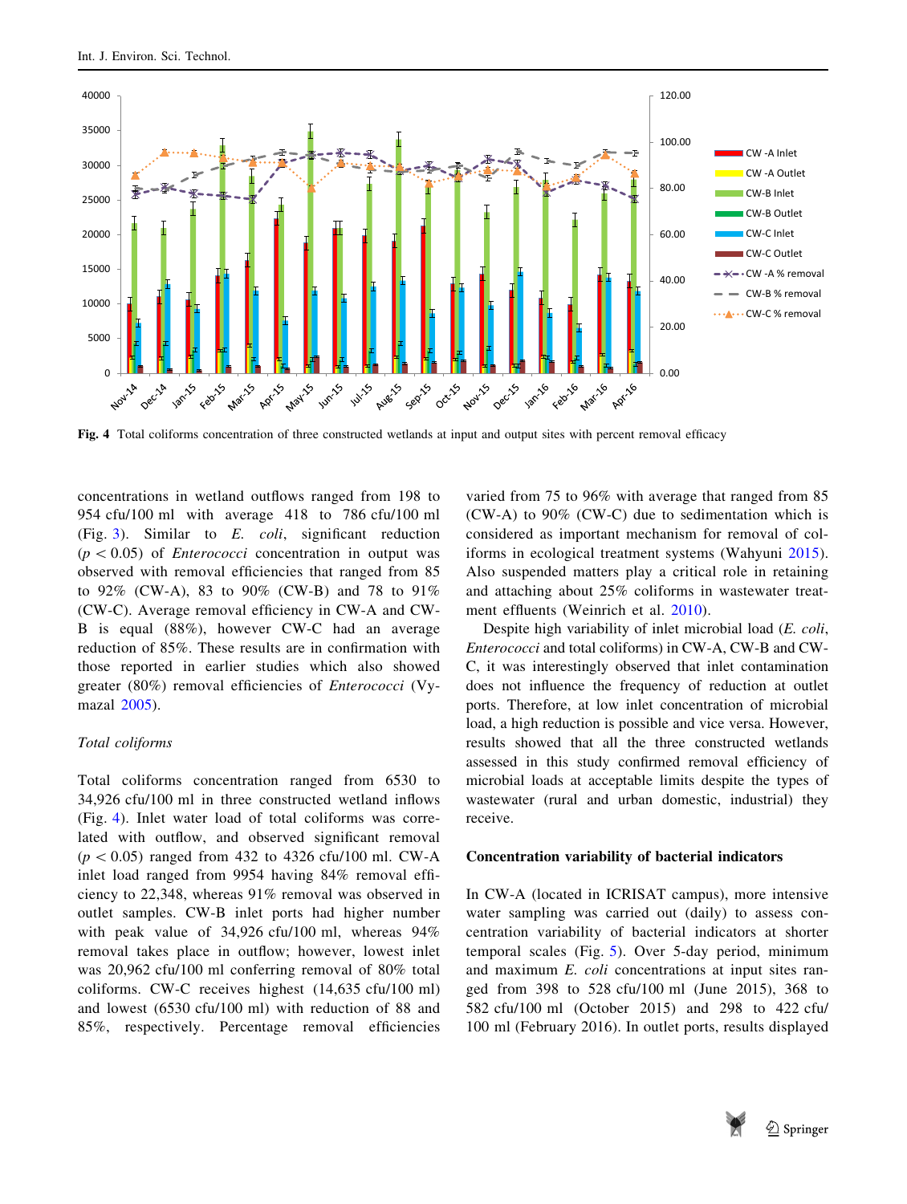**Fig. 4** Total coliforms concentration of three constructed wetlands at input and output sites with percent removal efficacy

concentrations in wetland outflows ranged from 198 to 954 cfu/100 ml with average 418 to 786 cfu/100 ml (Fig. 3). Similar to *E. coli*, significant reduction ($p < 0.05$) of *Enterococci* concentration in output was observed with removal efficiencies that ranged from 85 to 92% (CW-A), 83 to 90% (CW-B) and 78 to 91% (CW-C). Average removal efficiency in CW-A and CW-B is equal (88%), however CW-C had an average reduction of 85%. These results are in confirmation with those reported in earlier studies which also showed greater (80%) removal efficiencies of *Enterococci* (Vymazal 2005).

### Total coliforms

Total coliforms concentration ranged from 6530 to 34,926 cfu/100 ml in three constructed wetland inflows (Fig. 4). Inlet water load of total coliforms was correlated with outflow, and observed significant removal ($p < 0.05$) ranged from 432 to 4326 cfu/100 ml. CW-A inlet load ranged from 9954 having 84% removal efficiency to 22,348, whereas 91% removal was observed in outlet samples. CW-B inlet ports had higher number with peak value of 34,926 cfu/100 ml, whereas 94% removal takes place in outflow; however, lowest inlet was 20,962 cfu/100 ml conferring removal of 80% total coliforms. CW-C receives highest (14,635 cfu/100 ml) and lowest (6530 cfu/100 ml) with reduction of 88 and 85%, respectively. Percentage removal efficiencies varied from 75 to 96% with average that ranged from 85 (CW-A) to 90% (CW-C) due to sedimentation which is considered as important mechanism for removal of coliforms in ecological treatment systems (Wahyuni 2015). Also suspended matters play a critical role in retaining and attaching about 25% coliforms in wastewater treatment effluents (Weinrich et al. 2010).

Despite high variability of inlet microbial load (*E. coli*, *Enterococci* and total coliforms) in CW-A, CW-B and CW-C, it was interestingly observed that inlet contamination does not influence the frequency of reduction at outlet ports. Therefore, at low inlet concentration of microbial load, a high reduction is possible and vice versa. However, results showed that all the three constructed wetlands assessed in this study confirmed removal efficiency of microbial loads at acceptable limits despite the types of wastewater (rural and urban domestic, industrial) they receive.

## Concentration variability of bacterial indicators

In CW-A (located in ICRISAT campus), more intensive water sampling was carried out (daily) to assess concentration variability of bacterial indicators at shorter temporal scales (Fig. 5). Over 5-day period, minimum and maximum *E. coli* concentrations at input sites ranged from 398 to 528 cfu/100 ml (June 2015), 368 to 582 cfu/100 ml (October 2015) and 298 to 422 cfu/100 ml (February 2016). In outlet ports, results displayed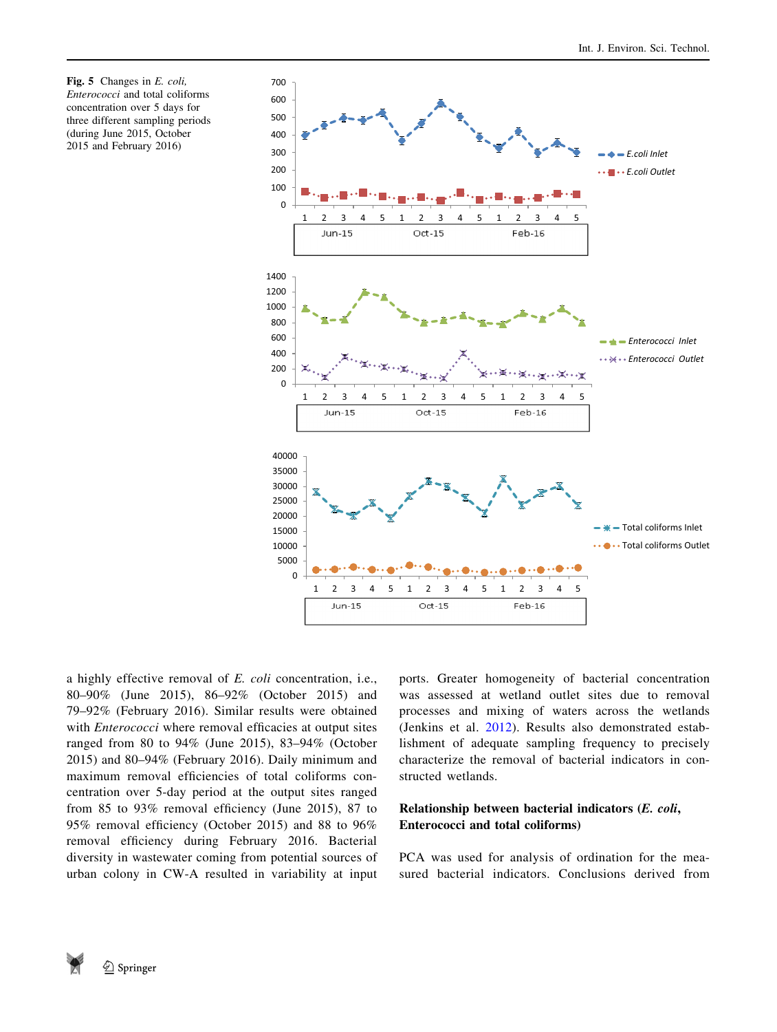Fig. 5 Changes in *E. coli*, *Enterococci* and total coliforms concentration over 5 days for three different sampling periods (during June 2015, October 2015 and February 2016)

a highly effective removal of *E. coli* concentration, i.e., 80–90% (June 2015), 86–92% (October 2015) and 79–92% (February 2016). Similar results were obtained with *Enterococci* where removal efficacies at output sites ranged from 80 to 94% (June 2015), 83–94% (October 2015) and 80–94% (February 2016). Daily minimum and maximum removal efficiencies of total coliforms concentration over 5-day period at the output sites ranged from 85 to 93% removal efficiency (June 2015), 87 to 95% removal efficiency (October 2015) and 88 to 96% removal efficiency during February 2016. Bacterial diversity in wastewater coming from potential sources of urban colony in CW-A resulted in variability at input ports. Greater homogeneity of bacterial concentration was assessed at wetland outlet sites due to removal processes and mixing of waters across the wetlands (Jenkins et al. 2012). Results also demonstrated establishment of adequate sampling frequency to precisely characterize the removal of bacterial indicators in constructed wetlands.

### Relationship between bacterial indicators (*E. coli*, Enterococci and total coliforms)

PCA was used for analysis of ordination for the measured bacterial indicators. Conclusions derived from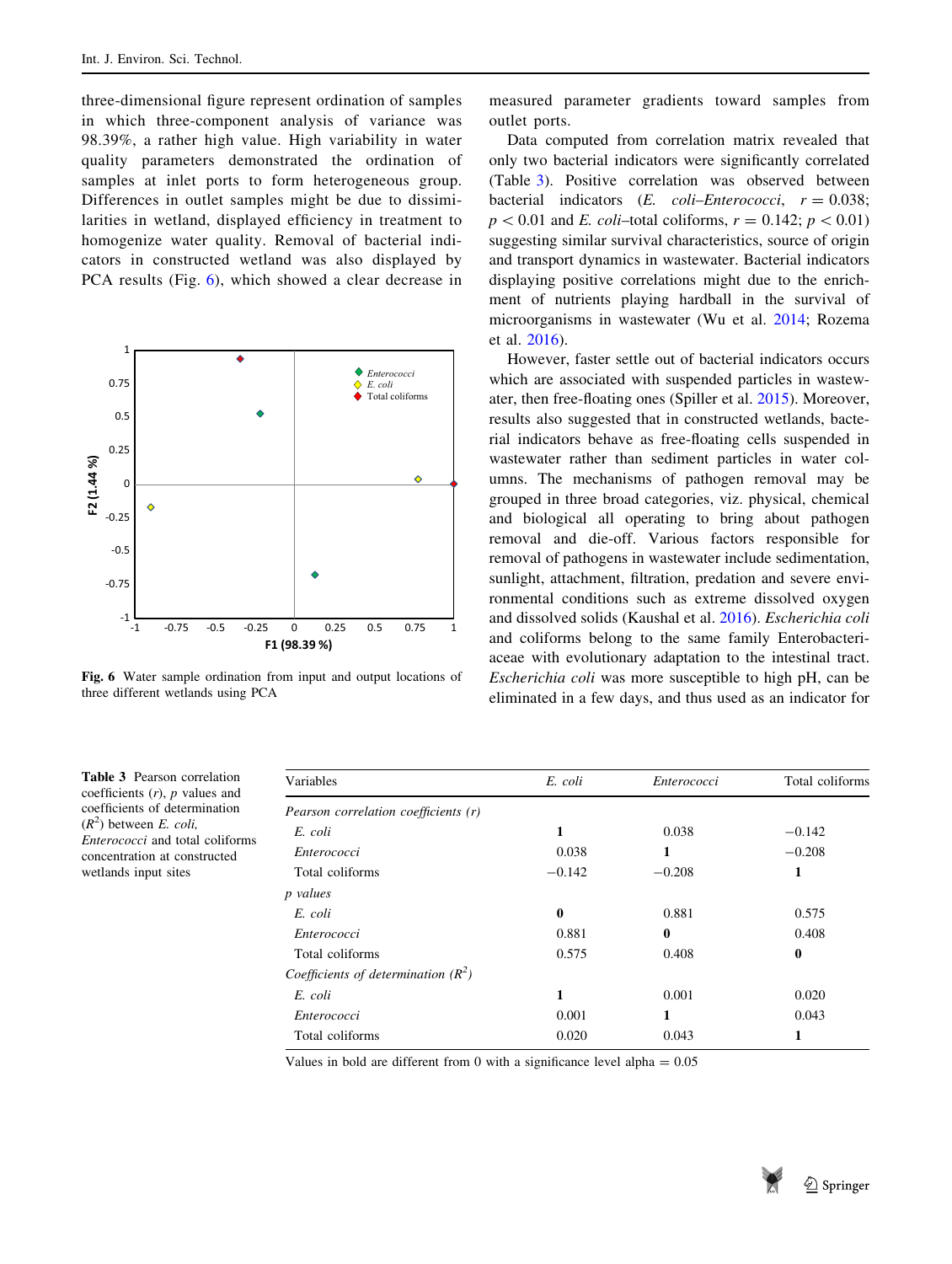three-dimensional figure represent ordination of samples in which three-component analysis of variance was 98.39%, a rather high value. High variability in water quality parameters demonstrated the ordination of samples at inlet ports to form heterogeneous group. Differences in outlet samples might be due to dissimilarities in wetland, displayed efficiency in treatment to homogenize water quality. Removal of bacterial indicators in constructed wetland was also displayed by PCA results (Fig. 6), which showed a clear decrease in measured parameter gradients toward samples from outlet ports.

**Fig. 6** Water sample ordination from input and output locations of three different wetlands using PCA

Data computed from correlation matrix revealed that only two bacterial indicators were significantly correlated (Table 3). Positive correlation was observed between bacterial indicators (*E. coli–Enterococci*, $r = 0.038$; $p < 0.01$ and *E. coli*–total coliforms, $r = 0.142$; $p < 0.01$) suggesting similar survival characteristics, source of origin and transport dynamics in wastewater. Bacterial indicators displaying positive correlations might due to the enrichment of nutrients playing hardball in the survival of microorganisms in wastewater (Wu et al. 2014; Rozema et al. 2016).

However, faster settle out of bacterial indicators occurs which are associated with suspended particles in wastewater, then free-floating ones (Spiller et al. 2015). Moreover, results also suggested that in constructed wetlands, bacterial indicators behave as free-floating cells suspended in wastewater rather than sediment particles in water columns. The mechanisms of pathogen removal may be grouped in three broad categories, viz. physical, chemical and biological all operating to bring about pathogen removal and die-off. Various factors responsible for removal of pathogens in wastewater include sedimentation, sunlight, attachment, filtration, predation and severe environmental conditions such as extreme dissolved oxygen and dissolved solids (Kaushal et al. 2016). *Escherichia coli* and coliforms belong to the same family Enterobacteriaceae with evolutionary adaptation to the intestinal tract. *Escherichia coli* was more susceptible to high pH, can be eliminated in a few days, and thus used as an indicator for

**Table 3** Pearson correlation coefficients ($r$), $p$ values and coefficients of determination ($R^2$) between *E. coli, Enterococci* and total coliforms concentration at constructed wetlands input sites

| Variables | *E. coli* | *Enterococci* | Total coliforms |
|---|---|---|---|
| *Pearson correlation coefficients (r)* | | | |
| *E. coli* | **1** | 0.038 | −0.142 |
| *Enterococci* | 0.038 | **1** | −0.208 |
| Total coliforms | −0.142 | −0.208 | **1** |
| *p values* | | | |
| *E. coli* | **0** | 0.881 | 0.575 |
| *Enterococci* | 0.881 | **0** | 0.408 |
| Total coliforms | 0.575 | 0.408 | **0** |
| *Coefficients of determination ($R^2$)* | | | |
| *E. coli* | **1** | 0.001 | 0.020 |
| *Enterococci* | 0.001 | **1** | 0.043 |
| Total coliforms | 0.020 | 0.043 | **1** |

Values in bold are different from 0 with a significance level alpha = 0.05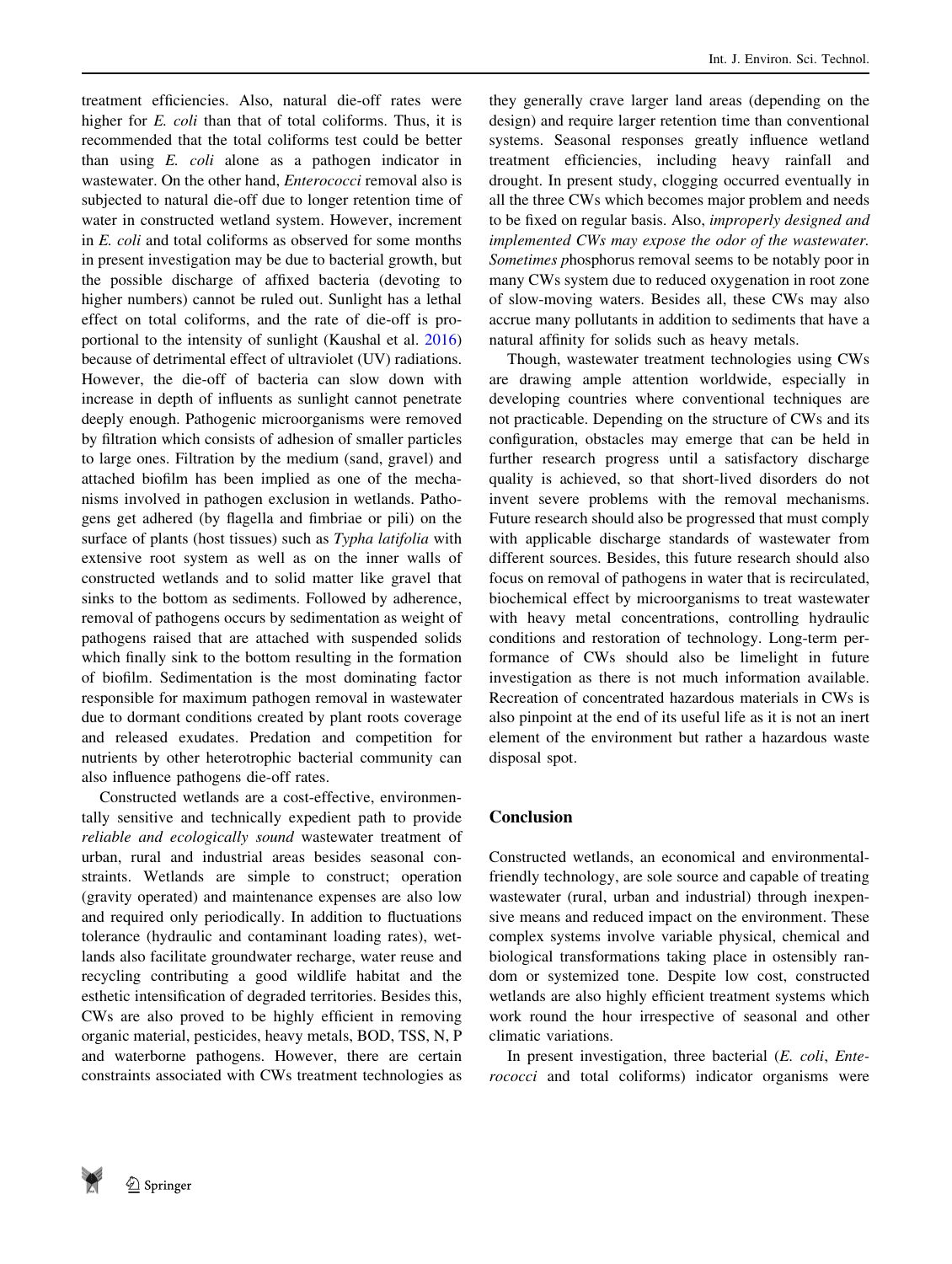treatment efficiencies. Also, natural die-off rates were higher for *E. coli* than that of total coliforms. Thus, it is recommended that the total coliforms test could be better than using *E. coli* alone as a pathogen indicator in wastewater. On the other hand, *Enterococci* removal also is subjected to natural die-off due to longer retention time of water in constructed wetland system. However, increment in *E. coli* and total coliforms as observed for some months in present investigation may be due to bacterial growth, but the possible discharge of affixed bacteria (devoting to higher numbers) cannot be ruled out. Sunlight has a lethal effect on total coliforms, and the rate of die-off is proportional to the intensity of sunlight (Kaushal et al. 2016) because of detrimental effect of ultraviolet (UV) radiations. However, the die-off of bacteria can slow down with increase in depth of influents as sunlight cannot penetrate deeply enough. Pathogenic microorganisms were removed by filtration which consists of adhesion of smaller particles to large ones. Filtration by the medium (sand, gravel) and attached biofilm has been implied as one of the mechanisms involved in pathogen exclusion in wetlands. Pathogens get adhered (by flagella and fimbriae or pili) on the surface of plants (host tissues) such as *Typha latifolia* with extensive root system as well as on the inner walls of constructed wetlands and to solid matter like gravel that sinks to the bottom as sediments. Followed by adherence, removal of pathogens occurs by sedimentation as weight of pathogens raised that are attached with suspended solids which finally sink to the bottom resulting in the formation of biofilm. Sedimentation is the most dominating factor responsible for maximum pathogen removal in wastewater due to dormant conditions created by plant roots coverage and released exudates. Predation and competition for nutrients by other heterotrophic bacterial community can also influence pathogens die-off rates.

Constructed wetlands are a cost-effective, environmentally sensitive and technically expedient path to provide *reliable and ecologically sound* wastewater treatment of urban, rural and industrial areas besides seasonal constraints. Wetlands are simple to construct; operation (gravity operated) and maintenance expenses are also low and required only periodically. In addition to fluctuations tolerance (hydraulic and contaminant loading rates), wetlands also facilitate groundwater recharge, water reuse and recycling contributing a good wildlife habitat and the esthetic intensification of degraded territories. Besides this, CWs are also proved to be highly efficient in removing organic material, pesticides, heavy metals, BOD, TSS, N, P and waterborne pathogens. However, there are certain constraints associated with CWs treatment technologies as they generally crave larger land areas (depending on the design) and require larger retention time than conventional systems. Seasonal responses greatly influence wetland treatment efficiencies, including heavy rainfall and drought. In present study, clogging occurred eventually in all the three CWs which becomes major problem and needs to be fixed on regular basis. Also, *improperly designed and implemented CWs may expose the odor of the wastewater. Sometimes p*hosphorus removal seems to be notably poor in many CWs system due to reduced oxygenation in root zone of slow-moving waters. Besides all, these CWs may also accrue many pollutants in addition to sediments that have a natural affinity for solids such as heavy metals.

Though, wastewater treatment technologies using CWs are drawing ample attention worldwide, especially in developing countries where conventional techniques are not practicable. Depending on the structure of CWs and its configuration, obstacles may emerge that can be held in further research progress until a satisfactory discharge quality is achieved, so that short-lived disorders do not invent severe problems with the removal mechanisms. Future research should also be progressed that must comply with applicable discharge standards of wastewater from different sources. Besides, this future research should also focus on removal of pathogens in water that is recirculated, biochemical effect by microorganisms to treat wastewater with heavy metal concentrations, controlling hydraulic conditions and restoration of technology. Long-term performance of CWs should also be limelight in future investigation as there is not much information available. Recreation of concentrated hazardous materials in CWs is also pinpoint at the end of its useful life as it is not an inert element of the environment but rather a hazardous waste disposal spot.

## Conclusion

Constructed wetlands, an economical and environmental-friendly technology, are sole source and capable of treating wastewater (rural, urban and industrial) through inexpensive means and reduced impact on the environment. These complex systems involve variable physical, chemical and biological transformations taking place in ostensibly random or systemized tone. Despite low cost, constructed wetlands are also highly efficient treatment systems which work round the hour irrespective of seasonal and other climatic variations.

In present investigation, three bacterial (*E. coli*, *Enterococci* and total coliforms) indicator organisms were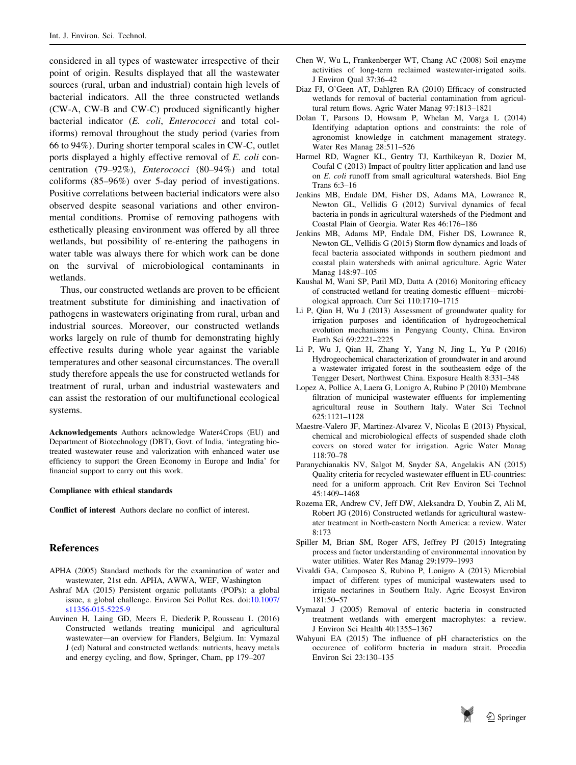considered in all types of wastewater irrespective of their point of origin. Results displayed that all the wastewater sources (rural, urban and industrial) contain high levels of bacterial indicators. All the three constructed wetlands (CW-A, CW-B and CW-C) produced significantly higher bacterial indicator (*E. coli*, *Enterococci* and total coliforms) removal throughout the study period (varies from 66 to 94%). During shorter temporal scales in CW-C, outlet ports displayed a highly effective removal of *E. coli* concentration (79–92%), *Enterococci* (80–94%) and total coliforms (85–96%) over 5-day period of investigations. Positive correlations between bacterial indicators were also observed despite seasonal variations and other environmental conditions. Promise of removing pathogens with esthetically pleasing environment was offered by all three wetlands, but possibility of re-entering the pathogens in water table was always there for which work can be done on the survival of microbiological contaminants in wetlands.

Thus, our constructed wetlands are proven to be efficient treatment substitute for diminishing and inactivation of pathogens in wastewaters originating from rural, urban and industrial sources. Moreover, our constructed wetlands works largely on rule of thumb for demonstrating highly effective results during whole year against the variable temperatures and other seasonal circumstances. The overall study therefore appeals the use for constructed wetlands for treatment of rural, urban and industrial wastewaters and can assist the restoration of our multifunctional ecological systems.

**Acknowledgements** Authors acknowledge Water4Crops (EU) and Department of Biotechnology (DBT), Govt. of India, 'integrating biotreated wastewater reuse and valorization with enhanced water use efficiency to support the Green Economy in Europe and India' for financial support to carry out this work.

**Compliance with ethical standards**

**Conflict of interest** Authors declare no conflict of interest.

## References

APHA (2005) Standard methods for the examination of water and wastewater, 21st edn. APHA, AWWA, WEF, Washington

Ashraf MA (2015) Persistent organic pollutants (POPs): a global issue, a global challenge. Environ Sci Pollut Res. doi:10.1007/s11356-015-5225-9

Auvinen H, Laing GD, Meers E, Diederik P, Rousseau L (2016) Constructed wetlands treating municipal and agricultural wastewater—an overview for Flanders, Belgium. In: Vymazal J (ed) Natural and constructed wetlands: nutrients, heavy metals and energy cycling, and flow, Springer, Cham, pp 179–207

Chen W, Wu L, Frankenberger WT, Chang AC (2008) Soil enzyme activities of long-term reclaimed wastewater-irrigated soils. J Environ Qual 37:36–42

Diaz FJ, O'Geen AT, Dahlgren RA (2010) Efficacy of constructed wetlands for removal of bacterial contamination from agricultural return flows. Agric Water Manag 97:1813–1821

Dolan T, Parsons D, Howsam P, Whelan M, Varga L (2014) Identifying adaptation options and constraints: the role of agronomist knowledge in catchment management strategy. Water Res Manag 28:511–526

Harmel RD, Wagner KL, Gentry TJ, Karthikeyan R, Dozier M, Coufal C (2013) Impact of poultry litter application and land use on *E. coli* runoff from small agricultural watersheds. Biol Eng Trans 6:3–16

Jenkins MB, Endale DM, Fisher DS, Adams MA, Lowrance R, Newton GL, Vellidis G (2012) Survival dynamics of fecal bacteria in ponds in agricultural watersheds of the Piedmont and Coastal Plain of Georgia. Water Res 46:176–186

Jenkins MB, Adams MP, Endale DM, Fisher DS, Lowrance R, Newton GL, Vellidis G (2015) Storm flow dynamics and loads of fecal bacteria associated withponds in southern piedmont and coastal plain watersheds with animal agriculture. Agric Water Manag 148:97–105

Kaushal M, Wani SP, Patil MD, Datta A (2016) Monitoring efficacy of constructed wetland for treating domestic effluent—microbiological approach. Curr Sci 110:1710–1715

Li P, Qian H, Wu J (2013) Assessment of groundwater quality for irrigation purposes and identification of hydrogeochemical evolution mechanisms in Pengyang County, China. Environ Earth Sci 69:2221–2225

Li P, Wu J, Qian H, Zhang Y, Yang N, Jing L, Yu P (2016) Hydrogeochemical characterization of groundwater in and around a wastewater irrigated forest in the southeastern edge of the Tengger Desert, Northwest China. Exposure Health 8:331–348

Lopez A, Pollice A, Laera G, Lonigro A, Rubino P (2010) Membrane filtration of municipal wastewater effluents for implementing agricultural reuse in Southern Italy. Water Sci Technol 625:1121–1128

Maestre-Valero JF, Martinez-Alvarez V, Nicolas E (2013) Physical, chemical and microbiological effects of suspended shade cloth covers on stored water for irrigation. Agric Water Manag 118:70–78

Paranychianakis NV, Salgot M, Snyder SA, Angelakis AN (2015) Quality criteria for recycled wastewater effluent in EU-countries: need for a uniform approach. Crit Rev Environ Sci Technol 45:1409–1468

Rozema ER, Andrew CV, Jeff DW, Aleksandra D, Youbin Z, Ali M, Robert JG (2016) Constructed wetlands for agricultural wastewater treatment in North-eastern North America: a review. Water 8:173

Spiller M, Brian SM, Roger AFS, Jeffrey PJ (2015) Integrating process and factor understanding of environmental innovation by water utilities. Water Res Manag 29:1979–1993

Vivaldi GA, Camposeo S, Rubino P, Lonigro A (2013) Microbial impact of different types of municipal wastewaters used to irrigate nectarines in Southern Italy. Agric Ecosyst Environ 181:50–57

Vymazal J (2005) Removal of enteric bacteria in constructed treatment wetlands with emergent macrophytes: a review. J Environ Sci Health 40:1355–1367

Wahyuni EA (2015) The influence of pH characteristics on the occurence of coliform bacteria in madura strait. Procedia Environ Sci 23:130–135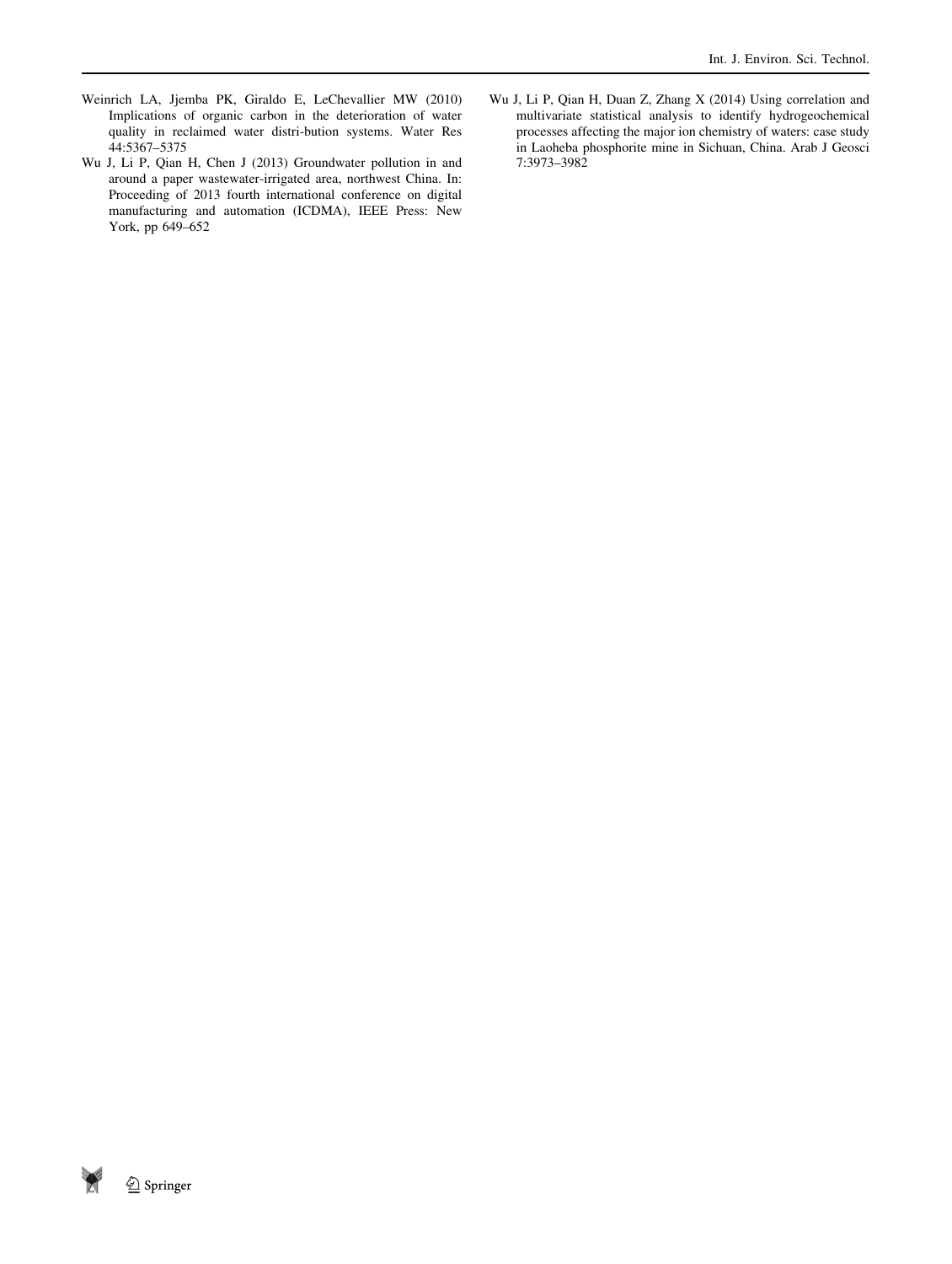Weinrich LA, Jjemba PK, Giraldo E, LeChevallier MW (2010) Implications of organic carbon in the deterioration of water quality in reclaimed water distri-bution systems. Water Res 44:5367–5375

Wu J, Li P, Qian H, Chen J (2013) Groundwater pollution in and around a paper wastewater-irrigated area, northwest China. In: Proceeding of 2013 fourth international conference on digital manufacturing and automation (ICDMA), IEEE Press: New York, pp 649–652

Wu J, Li P, Qian H, Duan Z, Zhang X (2014) Using correlation and multivariate statistical analysis to identify hydrogeochemical processes affecting the major ion chemistry of waters: case study in Laoheba phosphorite mine in Sichuan, China. Arab J Geosci 7:3973–3982